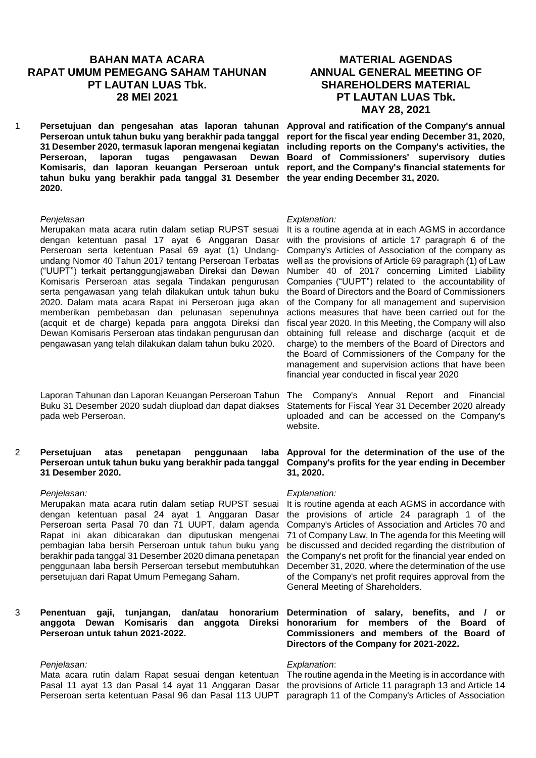# BAHAN MATA ACARA RAPAT UMUM PEMEGANG SAHAM TAHUNAN PT LAUTAN LUAS Tbk. 28 MEI 2021

# MATERIAL AGENDAS ANNUAL GENERAL MEETING OF SHAREHOLDERS MATERIAL PT LAUTAN LUAS Tbk. MAY 28, 2021

1 **Persetujuan dan pengesahan atas laporan tahunan Perseroan untuk tahun buku yang berakhir pada tanggal 31 Desember 2020, termasuk laporan mengenai kegiatan Perseroan, laporan tugas pengawasan Dewan Komisaris, dan laporan keuangan Perseroan untuk tahun buku yang berakhir pada tanggal 31 Desember 2020.**

**Approval and ratification of the Company's annual report for the fiscal year ending December 31, 2020, including reports on the Company's activities, the Board of Commissioners' supervisory duties report, and the Company's financial statements for the year ending December 31, 2020.**

*Penjelasan*

Merupakan mata acara rutin dalam setiap RUPST sesuai dengan ketentuan pasal 17 ayat 6 Anggaran Dasar Perseroan serta ketentuan Pasal 69 ayat (1) Undang-undang Nomor 40 Tahun 2017 tentang Perseroan Terbatas ("UUPT") terkait pertanggungjawaban Direksi dan Dewan Komisaris Perseroan atas segala Tindakan pengurusan serta pengawasan yang telah dilakukan untuk tahun buku 2020. Dalam mata acara Rapat ini Perseroan juga akan memberikan pembebasan dan pelunasan sepenuhnya (acquit et de charge) kepada para anggota Direksi dan Dewan Komisaris Perseroan atas tindakan pengurusan dan pengawasan yang telah dilakukan dalam tahun buku 2020.

*Explanation:*

It is a routine agenda at in each AGMS in accordance with the provisions of article 17 paragraph 6 of the Company's Articles of Association of the company as well as the provisions of Article 69 paragraph (1) of Law Number 40 of 2017 concerning Limited Liability Companies ("UUPT") related to the accountability of the Board of Directors and the Board of Commissioners of the Company for all management and supervision actions measures that have been carried out for the fiscal year 2020. In this Meeting, the Company will also obtaining full release and discharge (acquit et de charge) to the members of the Board of Directors and the Board of Commissioners of the Company for the management and supervision actions that have been financial year conducted in fiscal year 2020

Laporan Tahunan dan Laporan Keuangan Perseroan Tahun Buku 31 Desember 2020 sudah diupload dan dapat diakses pada web Perseroan.

The Company's Annual Report and Financial Statements for Fiscal Year 31 December 2020 already uploaded and can be accessed on the Company's website.

2 **Persetujuan atas penetapan penggunaan laba Perseroan untuk tahun buku yang berakhir pada tanggal 31 Desember 2020.**

**Approval for the determination of the use of the Company's profits for the year ending in December 31, 2020.**

*Penjelasan:*

Merupakan mata acara rutin dalam setiap RUPST sesuai dengan ketentuan pasal 24 ayat 1 Anggaran Dasar Perseroan serta Pasal 70 dan 71 UUPT, dalam agenda Rapat ini akan dibicarakan dan diputuskan mengenai pembagian laba bersih Perseroan untuk tahun buku yang berakhir pada tanggal 31 Desember 2020 dimana penetapan penggunaan laba bersih Perseroan tersebut membutuhkan persetujuan dari Rapat Umum Pemegang Saham.

*Explanation:*

It is routine agenda at each AGMS in accordance with the provisions of article 24 paragraph 1 of the Company's Articles of Association and Articles 70 and 71 of Company Law, In The agenda for this Meeting will be discussed and decided regarding the distribution of the Company's net profit for the financial year ended on December 31, 2020, where the determination of the use of the Company's net profit requires approval from the General Meeting of Shareholders.

3 **Penentuan gaji, tunjangan, dan/atau honorarium anggota Dewan Komisaris dan anggota Direksi Perseroan untuk tahun 2021-2022.**

**Determination of salary, benefits, and / or honorarium for members of the Board of Commissioners and members of the Board of Directors of the Company for 2021-2022.**

*Penjelasan:*

Mata acara rutin dalam Rapat sesuai dengan ketentuan Pasal 11 ayat 13 dan Pasal 14 ayat 11 Anggaran Dasar Perseroan serta ketentuan Pasal 96 dan Pasal 113 UUPT

*Explanation*:

The routine agenda in the Meeting is in accordance with the provisions of Article 11 paragraph 13 and Article 14 paragraph 11 of the Company's Articles of Association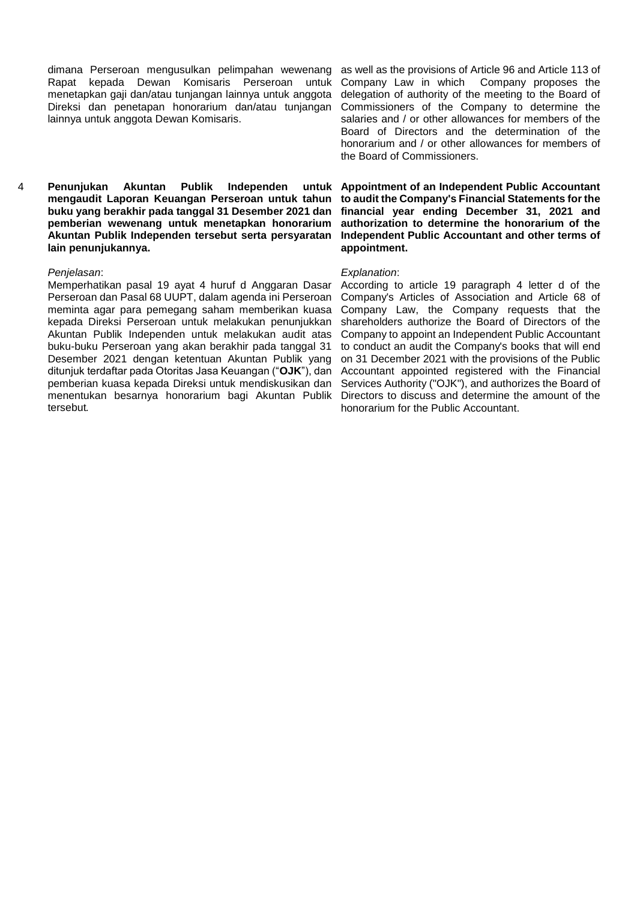dimana Perseroan mengusulkan pelimpahan wewenang Rapat kepada Dewan Komisaris Perseroan untuk menetapkan gaji dan/atau tunjangan lainnya untuk anggota Direksi dan penetapan honorarium dan/atau tunjangan lainnya untuk anggota Dewan Komisaris.

as well as the provisions of Article 96 and Article 113 of Company Law in which Company proposes the delegation of authority of the meeting to the Board of Commissioners of the Company to determine the salaries and / or other allowances for members of the Board of Directors and the determination of the honorarium and / or other allowances for members of the Board of Commissioners.

4 **Penunjukan Akuntan Publik Independen untuk mengaudit Laporan Keuangan Perseroan untuk tahun buku yang berakhir pada tanggal 31 Desember 2021 dan pemberian wewenang untuk menetapkan honorarium Akuntan Publik Independen tersebut serta persyaratan lain penunjukannya.**

**Appointment of an Independent Public Accountant to audit the Company's Financial Statements for the financial year ending December 31, 2021 and authorization to determine the honorarium of the Independent Public Accountant and other terms of appointment.**

*Penjelasan*:

Memperhatikan pasal 19 ayat 4 huruf d Anggaran Dasar Perseroan dan Pasal 68 UUPT, dalam agenda ini Perseroan meminta agar para pemegang saham memberikan kuasa kepada Direksi Perseroan untuk melakukan penunjukkan Akuntan Publik Independen untuk melakukan audit atas buku-buku Perseroan yang akan berakhir pada tanggal 31 Desember 2021 dengan ketentuan Akuntan Publik yang ditunjuk terdaftar pada Otoritas Jasa Keuangan ("**OJK**"), dan pemberian kuasa kepada Direksi untuk mendiskusikan dan menentukan besarnya honorarium bagi Akuntan Publik tersebut.

*Explanation*:

According to article 19 paragraph 4 letter d of the Company's Articles of Association and Article 68 of Company Law, the Company requests that the shareholders authorize the Board of Directors of the Company to appoint an Independent Public Accountant to conduct an audit the Company's books that will end on 31 December 2021 with the provisions of the Public Accountant appointed registered with the Financial Services Authority ("OJK"), and authorizes the Board of Directors to discuss and determine the amount of the honorarium for the Public Accountant.